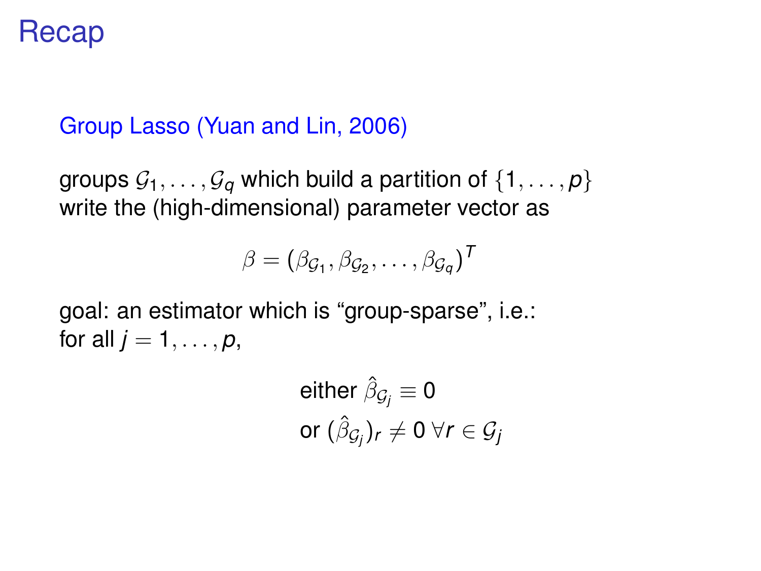# Recap

## Group Lasso (Yuan and Lin, 2006)

groups $\mathcal{G}_1, \ldots, \mathcal{G}_q$ which build a partition of $\{1, \ldots, p\}$
write the (high-dimensional) parameter vector as

$$\beta = (\beta_{\mathcal{G}_1}, \beta_{\mathcal{G}_2}, \ldots, \beta_{\mathcal{G}_q})^T$$

goal: an estimator which is "group-sparse", i.e.:
for all $j = 1, \ldots, p$,

$$\text{either } \hat{\beta}_{\mathcal{G}_j} \equiv 0$$
$$\text{or } (\hat{\beta}_{\mathcal{G}_j})_r \neq 0 \; \forall r \in \mathcal{G}_j$$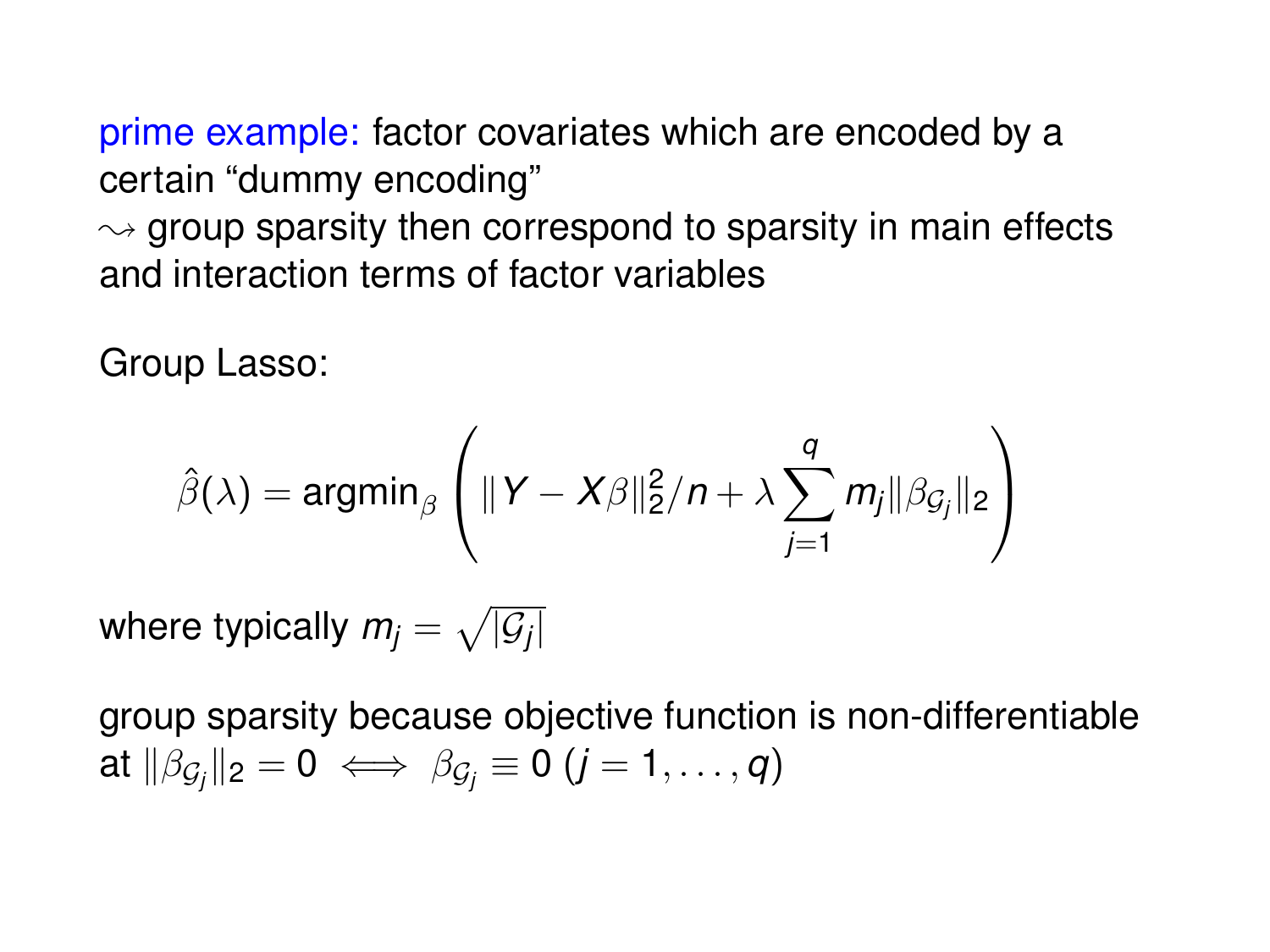prime example: factor covariates which are encoded by a certain "dummy encoding"
$\leadsto$ group sparsity then correspond to sparsity in main effects and interaction terms of factor variables

Group Lasso:

$$\hat{\beta}(\lambda) = \text{argmin}_{\beta} \left( \|Y - X\beta\|_2^2/n + \lambda \sum_{j=1}^{q} m_j \|\beta_{\mathcal{G}_j}\|_2 \right)$$

where typically $m_j = \sqrt{|\mathcal{G}_j|}$

group sparsity because objective function is non-differentiable at $\|\beta_{\mathcal{G}_j}\|_2 = 0 \iff \beta_{\mathcal{G}_j} \equiv 0$ ($j = 1, \ldots, q$)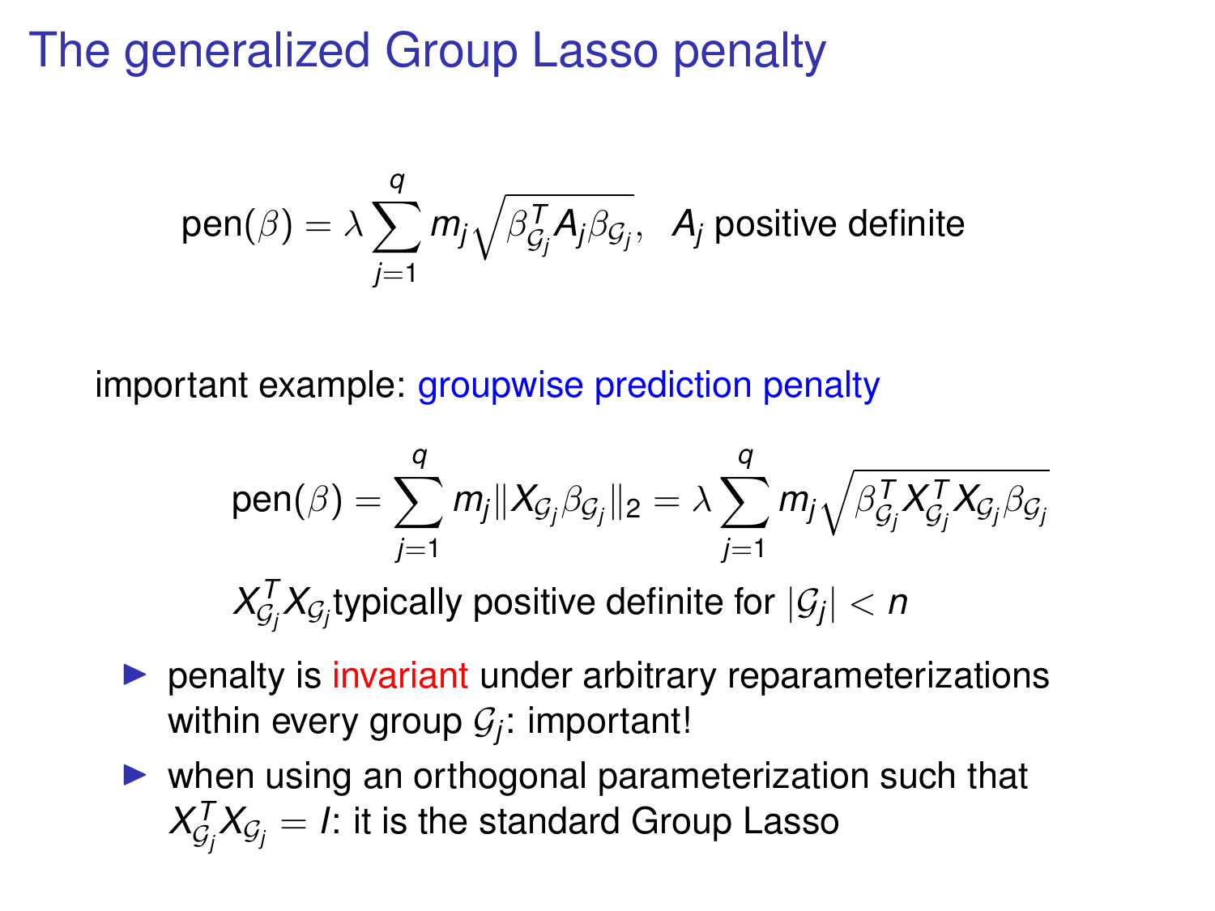# The generalized Group Lasso penalty

$$\text{pen}(\beta) = \lambda \sum_{j=1}^{q} m_j \sqrt{\beta_{\mathcal{G}_j}^T A_j \beta_{\mathcal{G}_j}}, \quad A_j \text{ positive definite}$$

important example: groupwise prediction penalty

$$\text{pen}(\beta) = \sum_{j=1}^{q} m_j \|X_{\mathcal{G}_j} \beta_{\mathcal{G}_j}\|_2 = \lambda \sum_{j=1}^{q} m_j \sqrt{\beta_{\mathcal{G}_j}^T X_{\mathcal{G}_j}^T X_{\mathcal{G}_j} \beta_{\mathcal{G}_j}}$$

$X_{\mathcal{G}_j}^T X_{\mathcal{G}_j}$typically positive definite for $|\mathcal{G}_j| < n$

- penalty is invariant under arbitrary reparameterizations within every group $\mathcal{G}_j$: important!
- when using an orthogonal parameterization such that $X_{\mathcal{G}_j}^T X_{\mathcal{G}_j} = I$: it is the standard Group Lasso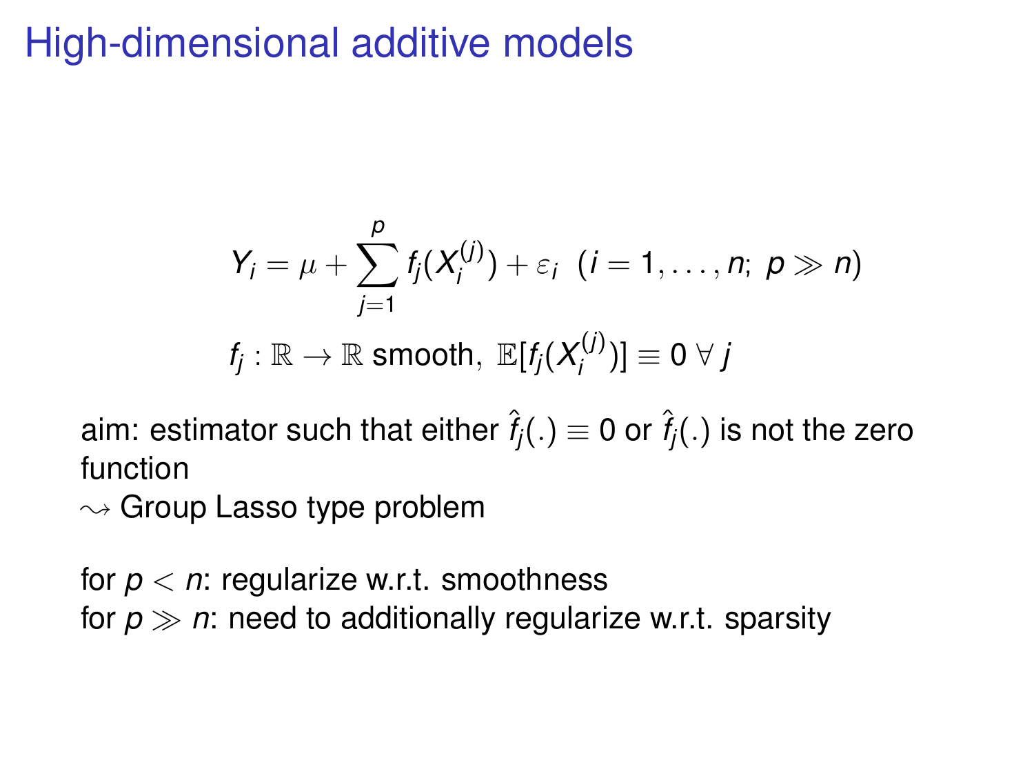# High-dimensional additive models

$$Y_i = \mu + \sum_{j=1}^{p} f_j(X_i^{(j)}) + \varepsilon_i \;\; (i = 1, \ldots, n;\; p \gg n)$$

$$f_j : \mathbb{R} \to \mathbb{R} \text{ smooth}, \; \mathbb{E}[f_j(X_i^{(j)})] \equiv 0 \;\forall\, j$$

aim: estimator such that either $\hat{f}_j(.) \equiv 0$ or $\hat{f}_j(.)$ is not the zero function
$\leadsto$ Group Lasso type problem

for $p < n$: regularize w.r.t. smoothness
for $p \gg n$: need to additionally regularize w.r.t. sparsity